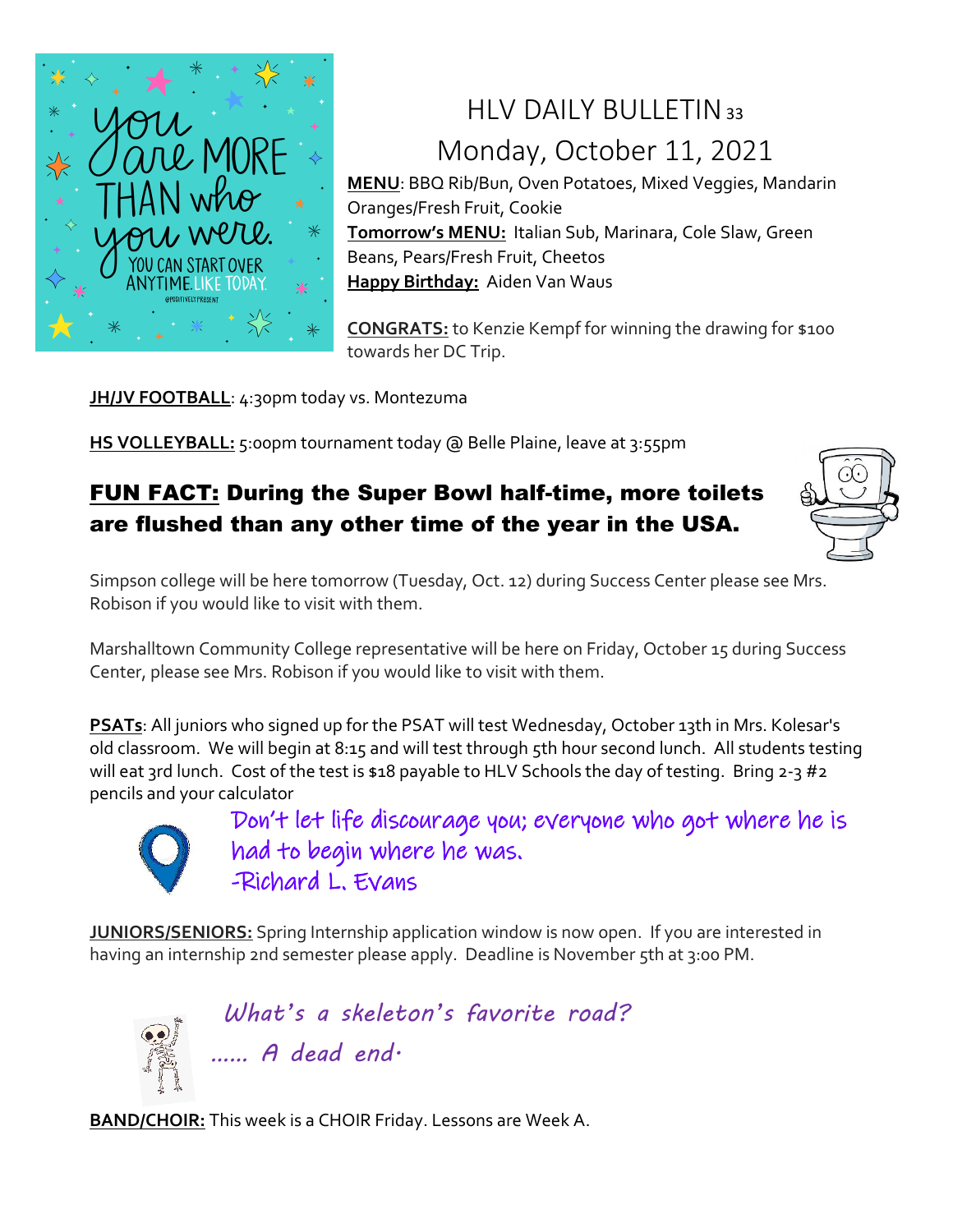# HLV DAILY BULLETIN 33

## Monday, October 11, 2021

**MENU**: BBQ Rib/Bun, Oven Potatoes, Mixed Veggies, Mandarin Oranges/Fresh Fruit, Cookie

**Tomorrow's MENU:** Italian Sub, Marinara, Cole Slaw, Green Beans, Pears/Fresh Fruit, Cheetos

**Happy Birthday:** Aiden Van Waus

**CONGRATS:** to Kenzie Kempf for winning the drawing for $100 towards her DC Trip.

**JH/JV FOOTBALL**: 4:30pm today vs. Montezuma

**HS VOLLEYBALL:** 5:00pm tournament today @ Belle Plaine, leave at 3:55pm

## FUN FACT: During the Super Bowl half-time, more toilets are flushed than any other time of the year in the USA.

Simpson college will be here tomorrow (Tuesday, Oct. 12) during Success Center please see Mrs. Robison if you would like to visit with them.

Marshalltown Community College representative will be here on Friday, October 15 during Success Center, please see Mrs. Robison if you would like to visit with them.

**PSATs**: All juniors who signed up for the PSAT will test Wednesday, October 13th in Mrs. Kolesar's old classroom. We will begin at 8:15 and will test through 5th hour second lunch. All students testing will eat 3rd lunch. Cost of the test is $18 payable to HLV Schools the day of testing. Bring 2-3 #2 pencils and your calculator

Don't let life discourage you; everyone who got where he is had to begin where he was.
-Richard L. Evans

**JUNIORS/SENIORS:** Spring Internship application window is now open. If you are interested in having an internship 2nd semester please apply. Deadline is November 5th at 3:00 PM.

*What's a skeleton's favorite road?*

*...... A dead end.*

**BAND/CHOIR:** This week is a CHOIR Friday. Lessons are Week A.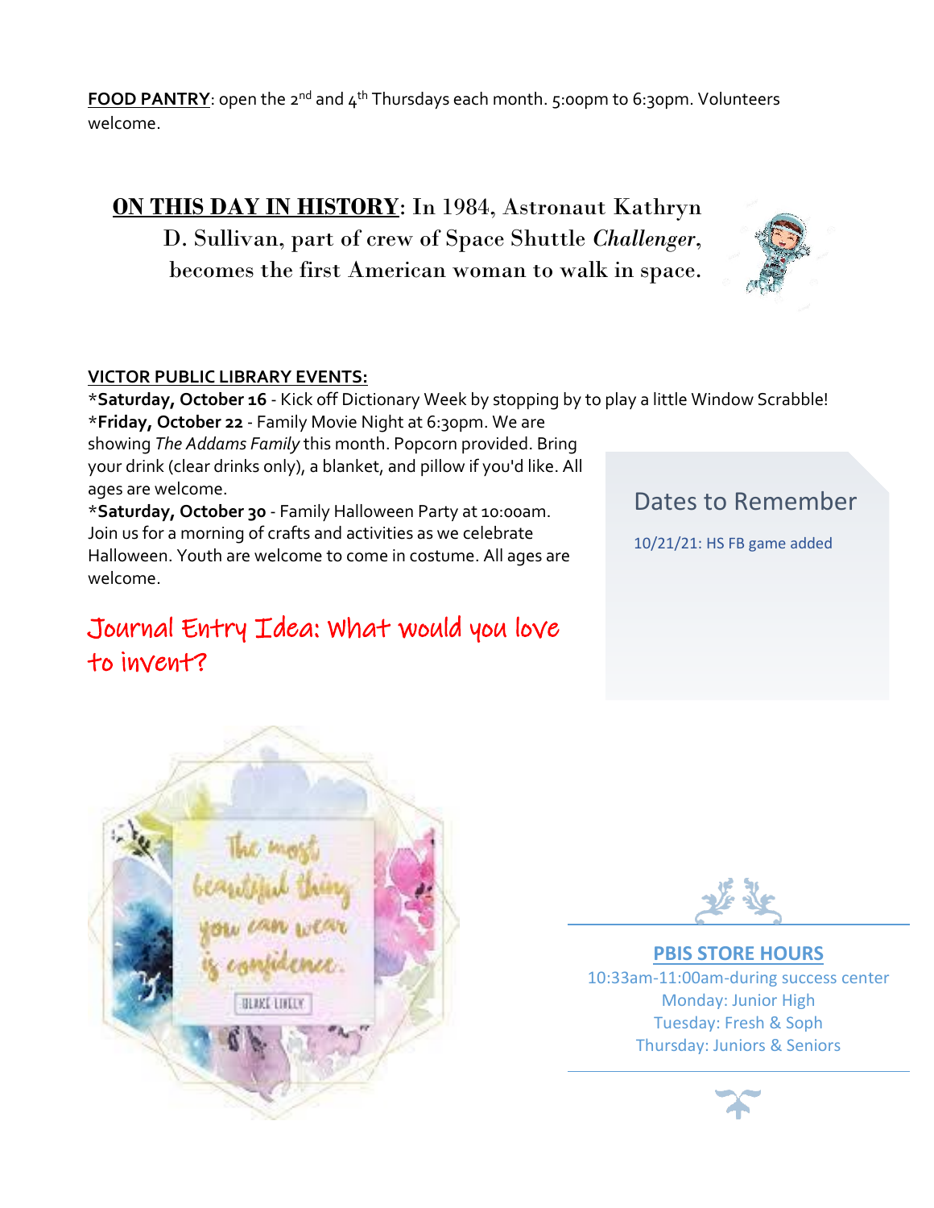**FOOD PANTRY**: open the 2nd and 4th Thursdays each month. 5:00pm to 6:30pm. Volunteers welcome.

**ON THIS DAY IN HISTORY**: In 1984, Astronaut Kathryn D. Sullivan, part of crew of Space Shuttle *Challenger*, becomes the first American woman to walk in space.

**VICTOR PUBLIC LIBRARY EVENTS:**

*__Saturday, October 16__ - Kick off Dictionary Week by stopping by to play a little Window Scrabble!

*__Friday, October 22__ - Family Movie Night at 6:30pm. We are showing *The Addams Family* this month. Popcorn provided. Bring your drink (clear drinks only), a blanket, and pillow if you'd like. All ages are welcome.

*__Saturday, October 30__ - Family Halloween Party at 10:00am. Join us for a morning of crafts and activities as we celebrate Halloween. Youth are welcome to come in costume. All ages are welcome.

## Journal Entry Idea: What would you love to invent?

## Dates to Remember

10/21/21: HS FB game added

The most beautiful thing you can wear is confidence.

BLAKE LIVELY

**PBIS STORE HOURS**

10:33am-11:00am-during success center

Monday: Junior High

Tuesday: Fresh & Soph

Thursday: Juniors & Seniors